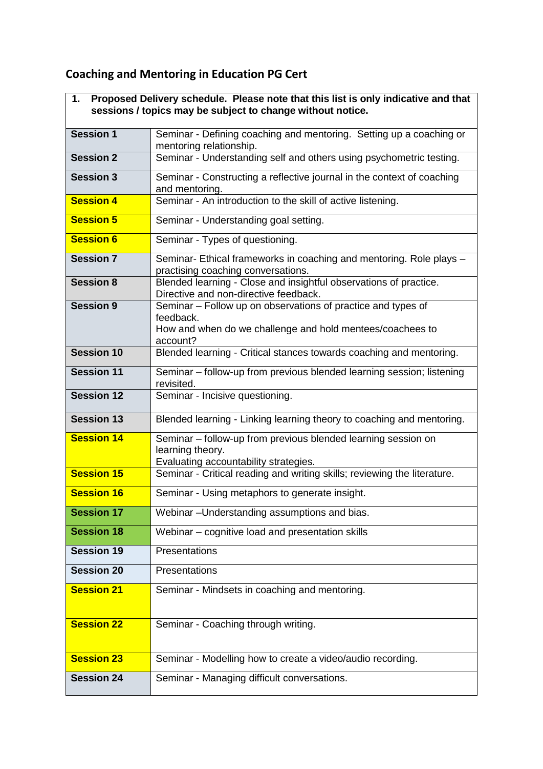## Coaching and Mentoring in Education PG Cert

| **1. Proposed Delivery schedule. Please note that this list is only indicative and that sessions / topics may be subject to change without notice.** | |
|---|---|
| **Session 1** | Seminar - Defining coaching and mentoring. Setting up a coaching or mentoring relationship. |
| **Session 2** | Seminar - Understanding self and others using psychometric testing. |
| **Session 3** | Seminar - Constructing a reflective journal in the context of coaching and mentoring. |
| **Session 4** | Seminar - An introduction to the skill of active listening. |
| **Session 5** | Seminar - Understanding goal setting. |
| **Session 6** | Seminar - Types of questioning. |
| **Session 7** | Seminar- Ethical frameworks in coaching and mentoring. Role plays – practising coaching conversations. |
| **Session 8** | Blended learning - Close and insightful observations of practice. Directive and non-directive feedback. |
| **Session 9** | Seminar – Follow up on observations of practice and types of feedback. How and when do we challenge and hold mentees/coachees to account? |
| **Session 10** | Blended learning - Critical stances towards coaching and mentoring. |
| **Session 11** | Seminar – follow-up from previous blended learning session; listening revisited. |
| **Session 12** | Seminar - Incisive questioning. |
| **Session 13** | Blended learning - Linking learning theory to coaching and mentoring. |
| **Session 14** | Seminar – follow-up from previous blended learning session on learning theory. Evaluating accountability strategies. |
| **Session 15** | Seminar - Critical reading and writing skills; reviewing the literature. |
| **Session 16** | Seminar - Using metaphors to generate insight. |
| **Session 17** | Webinar –Understanding assumptions and bias. |
| **Session 18** | Webinar – cognitive load and presentation skills |
| **Session 19** | Presentations |
| **Session 20** | Presentations |
| **Session 21** | Seminar - Mindsets in coaching and mentoring. |
| **Session 22** | Seminar - Coaching through writing. |
| **Session 23** | Seminar - Modelling how to create a video/audio recording. |
| **Session 24** | Seminar - Managing difficult conversations. |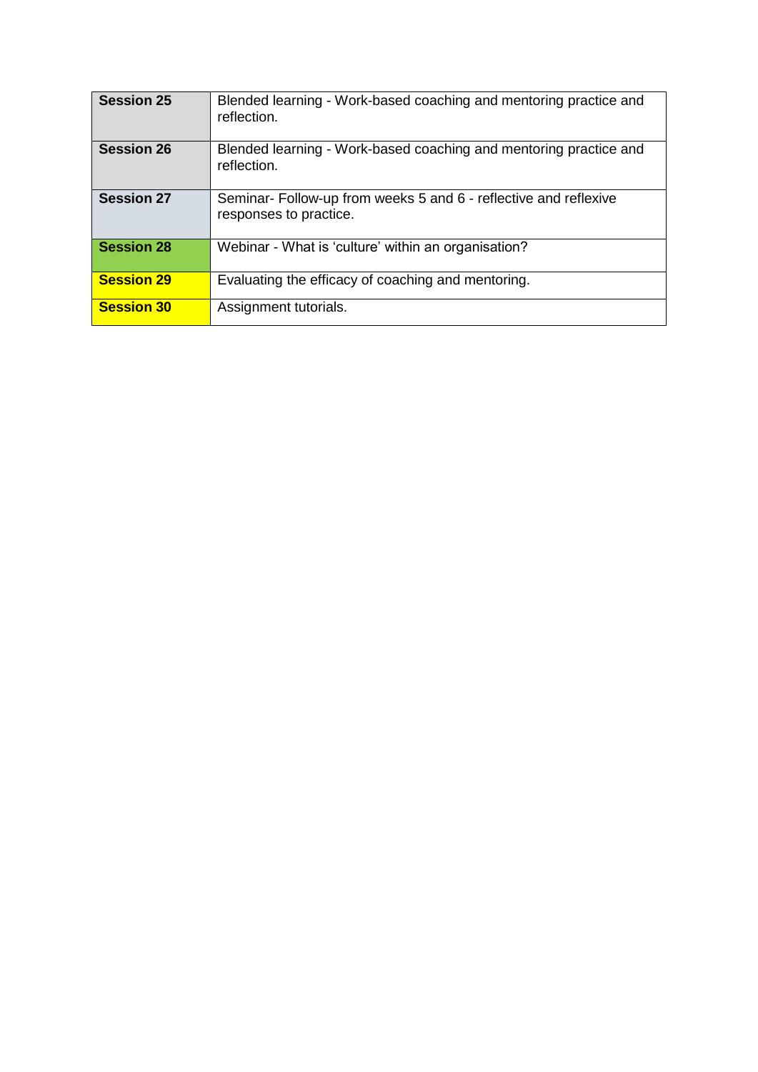| | |
|---|---|
| **Session 25** | Blended learning - Work-based coaching and mentoring practice and reflection. |
| **Session 26** | Blended learning - Work-based coaching and mentoring practice and reflection. |
| **Session 27** | Seminar- Follow-up from weeks 5 and 6 - reflective and reflexive responses to practice. |
| **Session 28** | Webinar - What is 'culture' within an organisation? |
| **Session 29** | Evaluating the efficacy of coaching and mentoring. |
| **Session 30** | Assignment tutorials. |